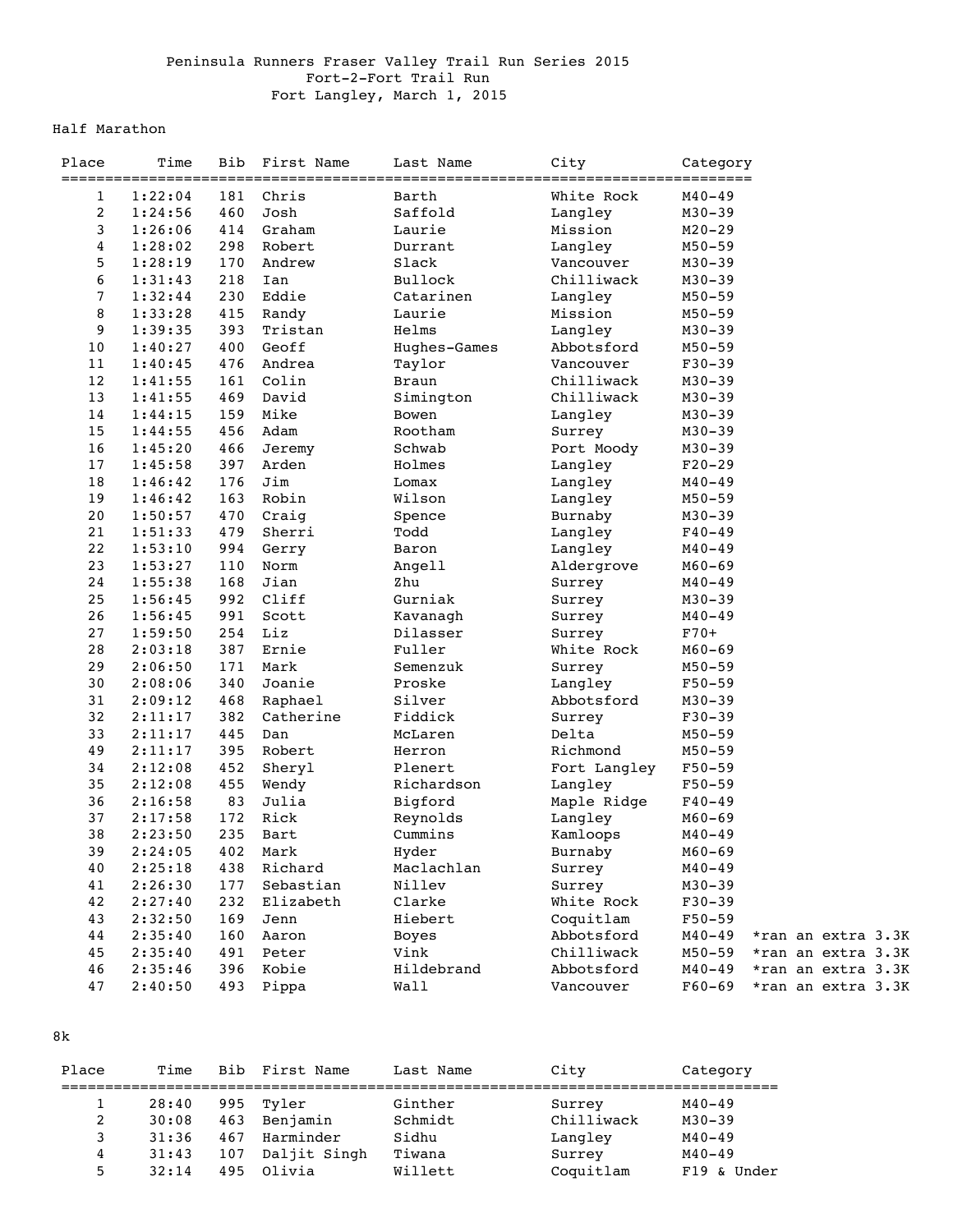Peninsula Runners Fraser Valley Trail Run Series 2015
Fort-2-Fort Trail Run
Fort Langley, March 1, 2015

## Half Marathon

| Place | Time | Bib | First Name | Last Name | City | Category | |
|---|---|---|---|---|---|---|---|
| 1 | 1:22:04 | 181 | Chris | Barth | White Rock | M40-49 | |
| 2 | 1:24:56 | 460 | Josh | Saffold | Langley | M30-39 | |
| 3 | 1:26:06 | 414 | Graham | Laurie | Mission | M20-29 | |
| 4 | 1:28:02 | 298 | Robert | Durrant | Langley | M50-59 | |
| 5 | 1:28:19 | 170 | Andrew | Slack | Vancouver | M30-39 | |
| 6 | 1:31:43 | 218 | Ian | Bullock | Chilliwack | M30-39 | |
| 7 | 1:32:44 | 230 | Eddie | Catarinen | Langley | M50-59 | |
| 8 | 1:33:28 | 415 | Randy | Laurie | Mission | M50-59 | |
| 9 | 1:39:35 | 393 | Tristan | Helms | Langley | M30-39 | |
| 10 | 1:40:27 | 400 | Geoff | Hughes-Games | Abbotsford | M50-59 | |
| 11 | 1:40:45 | 476 | Andrea | Taylor | Vancouver | F30-39 | |
| 12 | 1:41:55 | 161 | Colin | Braun | Chilliwack | M30-39 | |
| 13 | 1:41:55 | 469 | David | Simington | Chilliwack | M30-39 | |
| 14 | 1:44:15 | 159 | Mike | Bowen | Langley | M30-39 | |
| 15 | 1:44:55 | 456 | Adam | Rootham | Surrey | M30-39 | |
| 16 | 1:45:20 | 466 | Jeremy | Schwab | Port Moody | M30-39 | |
| 17 | 1:45:58 | 397 | Arden | Holmes | Langley | F20-29 | |
| 18 | 1:46:42 | 176 | Jim | Lomax | Langley | M40-49 | |
| 19 | 1:46:42 | 163 | Robin | Wilson | Langley | M50-59 | |
| 20 | 1:50:57 | 470 | Craig | Spence | Burnaby | M30-39 | |
| 21 | 1:51:33 | 479 | Sherri | Todd | Langley | F40-49 | |
| 22 | 1:53:10 | 994 | Gerry | Baron | Langley | M40-49 | |
| 23 | 1:53:27 | 110 | Norm | Angell | Aldergrove | M60-69 | |
| 24 | 1:55:38 | 168 | Jian | Zhu | Surrey | M40-49 | |
| 25 | 1:56:45 | 992 | Cliff | Gurniak | Surrey | M30-39 | |
| 26 | 1:56:45 | 991 | Scott | Kavanagh | Surrey | M40-49 | |
| 27 | 1:59:50 | 254 | Liz | Dilasser | Surrey | F70+ | |
| 28 | 2:03:18 | 387 | Ernie | Fuller | White Rock | M60-69 | |
| 29 | 2:06:50 | 171 | Mark | Semenzuk | Surrey | M50-59 | |
| 30 | 2:08:06 | 340 | Joanie | Proske | Langley | F50-59 | |
| 31 | 2:09:12 | 468 | Raphael | Silver | Abbotsford | M30-39 | |
| 32 | 2:11:17 | 382 | Catherine | Fiddick | Surrey | F30-39 | |
| 33 | 2:11:17 | 445 | Dan | McLaren | Delta | M50-59 | |
| 49 | 2:11:17 | 395 | Robert | Herron | Richmond | M50-59 | |
| 34 | 2:12:08 | 452 | Sheryl | Plenert | Fort Langley | F50-59 | |
| 35 | 2:12:08 | 455 | Wendy | Richardson | Langley | F50-59 | |
| 36 | 2:16:58 | 83 | Julia | Bigford | Maple Ridge | F40-49 | |
| 37 | 2:17:58 | 172 | Rick | Reynolds | Langley | M60-69 | |
| 38 | 2:23:50 | 235 | Bart | Cummins | Kamloops | M40-49 | |
| 39 | 2:24:05 | 402 | Mark | Hyder | Burnaby | M60-69 | |
| 40 | 2:25:18 | 438 | Richard | Maclachlan | Surrey | M40-49 | |
| 41 | 2:26:30 | 177 | Sebastian | Nillev | Surrey | M30-39 | |
| 42 | 2:27:40 | 232 | Elizabeth | Clarke | White Rock | F30-39 | |
| 43 | 2:32:50 | 169 | Jenn | Hiebert | Coquitlam | F50-59 | |
| 44 | 2:35:40 | 160 | Aaron | Boyes | Abbotsford | M40-49 | *ran an extra 3.3K |
| 45 | 2:35:40 | 491 | Peter | Vink | Chilliwack | M50-59 | *ran an extra 3.3K |
| 46 | 2:35:46 | 396 | Kobie | Hildebrand | Abbotsford | M40-49 | *ran an extra 3.3K |
| 47 | 2:40:50 | 493 | Pippa | Wall | Vancouver | F60-69 | *ran an extra 3.3K |

## 8k

| Place | Time | Bib | First Name | Last Name | City | Category |
|---|---|---|---|---|---|---|
| 1 | 28:40 | 995 | Tyler | Ginther | Surrey | M40-49 |
| 2 | 30:08 | 463 | Benjamin | Schmidt | Chilliwack | M30-39 |
| 3 | 31:36 | 467 | Harminder | Sidhu | Langley | M40-49 |
| 4 | 31:43 | 107 | Daljit Singh | Tiwana | Surrey | M40-49 |
| 5 | 32:14 | 495 | Olivia | Willett | Coquitlam | F19 & Under |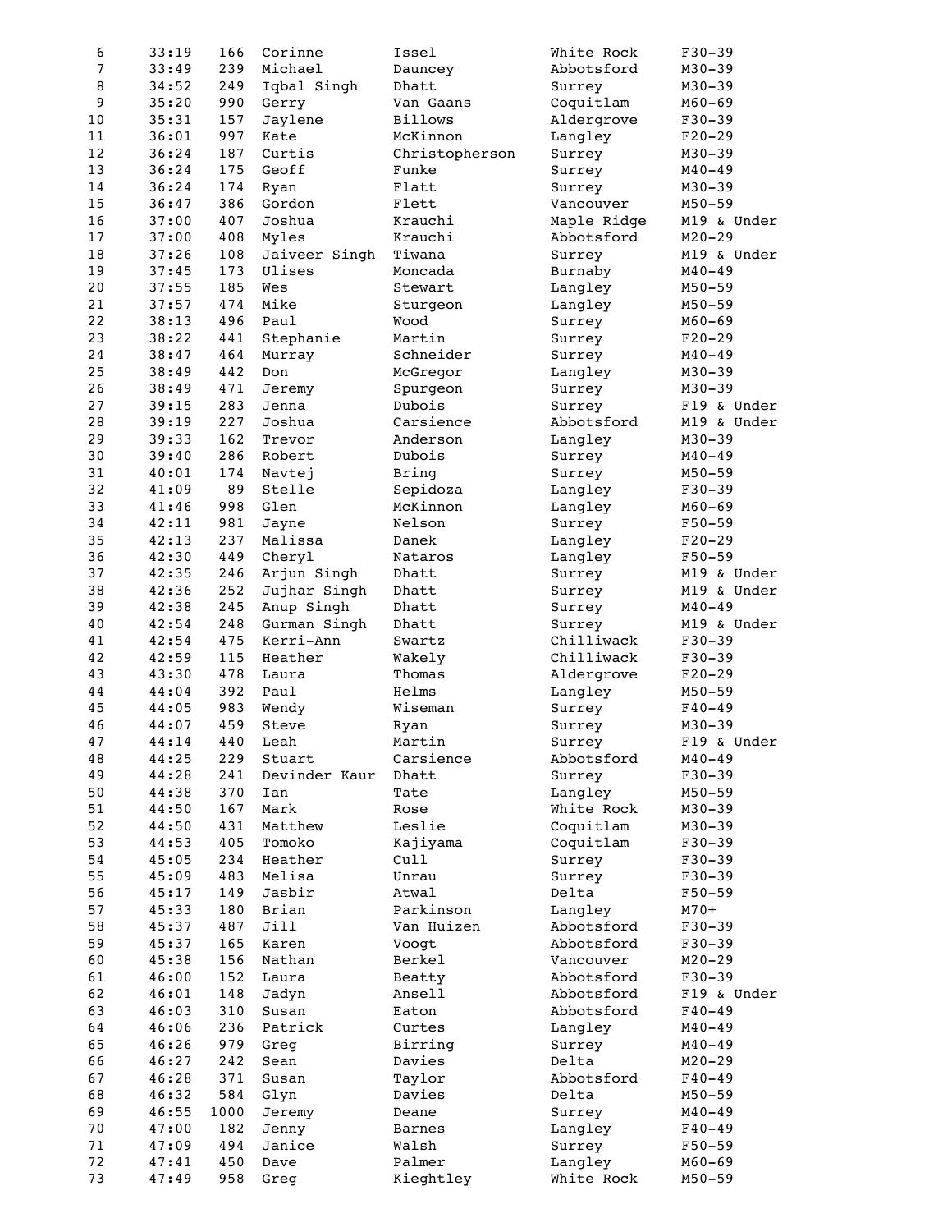| 6 | 33:19 | 166 | Corinne | Issel | White Rock | F30-39 |
|---|---|---|---|---|---|---|
| 7 | 33:49 | 239 | Michael | Dauncey | Abbotsford | M30-39 |
| 8 | 34:52 | 249 | Iqbal Singh | Dhatt | Surrey | M30-39 |
| 9 | 35:20 | 990 | Gerry | Van Gaans | Coquitlam | M60-69 |
| 10 | 35:31 | 157 | Jaylene | Billows | Aldergrove | F30-39 |
| 11 | 36:01 | 997 | Kate | McKinnon | Langley | F20-29 |
| 12 | 36:24 | 187 | Curtis | Christopherson | Surrey | M30-39 |
| 13 | 36:24 | 175 | Geoff | Funke | Surrey | M40-49 |
| 14 | 36:24 | 174 | Ryan | Flatt | Surrey | M30-39 |
| 15 | 36:47 | 386 | Gordon | Flett | Vancouver | M50-59 |
| 16 | 37:00 | 407 | Joshua | Krauchi | Maple Ridge | M19 & Under |
| 17 | 37:00 | 408 | Myles | Krauchi | Abbotsford | M20-29 |
| 18 | 37:26 | 108 | Jaiveer Singh | Tiwana | Surrey | M19 & Under |
| 19 | 37:45 | 173 | Ulises | Moncada | Burnaby | M40-49 |
| 20 | 37:55 | 185 | Wes | Stewart | Langley | M50-59 |
| 21 | 37:57 | 474 | Mike | Sturgeon | Langley | M50-59 |
| 22 | 38:13 | 496 | Paul | Wood | Surrey | M60-69 |
| 23 | 38:22 | 441 | Stephanie | Martin | Surrey | F20-29 |
| 24 | 38:47 | 464 | Murray | Schneider | Surrey | M40-49 |
| 25 | 38:49 | 442 | Don | McGregor | Langley | M30-39 |
| 26 | 38:49 | 471 | Jeremy | Spurgeon | Surrey | M30-39 |
| 27 | 39:15 | 283 | Jenna | Dubois | Surrey | F19 & Under |
| 28 | 39:19 | 227 | Joshua | Carsience | Abbotsford | M19 & Under |
| 29 | 39:33 | 162 | Trevor | Anderson | Langley | M30-39 |
| 30 | 39:40 | 286 | Robert | Dubois | Surrey | M40-49 |
| 31 | 40:01 | 174 | Navtej | Bring | Surrey | M50-59 |
| 32 | 41:09 | 89 | Stelle | Sepidoza | Langley | F30-39 |
| 33 | 41:46 | 998 | Glen | McKinnon | Langley | M60-69 |
| 34 | 42:11 | 981 | Jayne | Nelson | Surrey | F50-59 |
| 35 | 42:13 | 237 | Malissa | Danek | Langley | F20-29 |
| 36 | 42:30 | 449 | Cheryl | Nataros | Langley | F50-59 |
| 37 | 42:35 | 246 | Arjun Singh | Dhatt | Surrey | M19 & Under |
| 38 | 42:36 | 252 | Jujhar Singh | Dhatt | Surrey | M19 & Under |
| 39 | 42:38 | 245 | Anup Singh | Dhatt | Surrey | M40-49 |
| 40 | 42:54 | 248 | Gurman Singh | Dhatt | Surrey | M19 & Under |
| 41 | 42:54 | 475 | Kerri-Ann | Swartz | Chilliwack | F30-39 |
| 42 | 42:59 | 115 | Heather | Wakely | Chilliwack | F30-39 |
| 43 | 43:30 | 478 | Laura | Thomas | Aldergrove | F20-29 |
| 44 | 44:04 | 392 | Paul | Helms | Langley | M50-59 |
| 45 | 44:05 | 983 | Wendy | Wiseman | Surrey | F40-49 |
| 46 | 44:07 | 459 | Steve | Ryan | Surrey | M30-39 |
| 47 | 44:14 | 440 | Leah | Martin | Surrey | F19 & Under |
| 48 | 44:25 | 229 | Stuart | Carsience | Abbotsford | M40-49 |
| 49 | 44:28 | 241 | Devinder Kaur | Dhatt | Surrey | F30-39 |
| 50 | 44:38 | 370 | Ian | Tate | Langley | M50-59 |
| 51 | 44:50 | 167 | Mark | Rose | White Rock | M30-39 |
| 52 | 44:50 | 431 | Matthew | Leslie | Coquitlam | M30-39 |
| 53 | 44:53 | 405 | Tomoko | Kajiyama | Coquitlam | F30-39 |
| 54 | 45:05 | 234 | Heather | Cull | Surrey | F30-39 |
| 55 | 45:09 | 483 | Melisa | Unrau | Surrey | F30-39 |
| 56 | 45:17 | 149 | Jasbir | Atwal | Delta | F50-59 |
| 57 | 45:33 | 180 | Brian | Parkinson | Langley | M70+ |
| 58 | 45:37 | 487 | Jill | Van Huizen | Abbotsford | F30-39 |
| 59 | 45:37 | 165 | Karen | Voogt | Abbotsford | F30-39 |
| 60 | 45:38 | 156 | Nathan | Berkel | Vancouver | M20-29 |
| 61 | 46:00 | 152 | Laura | Beatty | Abbotsford | F30-39 |
| 62 | 46:01 | 148 | Jadyn | Ansell | Abbotsford | F19 & Under |
| 63 | 46:03 | 310 | Susan | Eaton | Abbotsford | F40-49 |
| 64 | 46:06 | 236 | Patrick | Curtes | Langley | M40-49 |
| 65 | 46:26 | 979 | Greg | Birring | Surrey | M40-49 |
| 66 | 46:27 | 242 | Sean | Davies | Delta | M20-29 |
| 67 | 46:28 | 371 | Susan | Taylor | Abbotsford | F40-49 |
| 68 | 46:32 | 584 | Glyn | Davies | Delta | M50-59 |
| 69 | 46:55 | 1000 | Jeremy | Deane | Surrey | M40-49 |
| 70 | 47:00 | 182 | Jenny | Barnes | Langley | F40-49 |
| 71 | 47:09 | 494 | Janice | Walsh | Surrey | F50-59 |
| 72 | 47:41 | 450 | Dave | Palmer | Langley | M60-69 |
| 73 | 47:49 | 958 | Greg | Kieghtley | White Rock | M50-59 |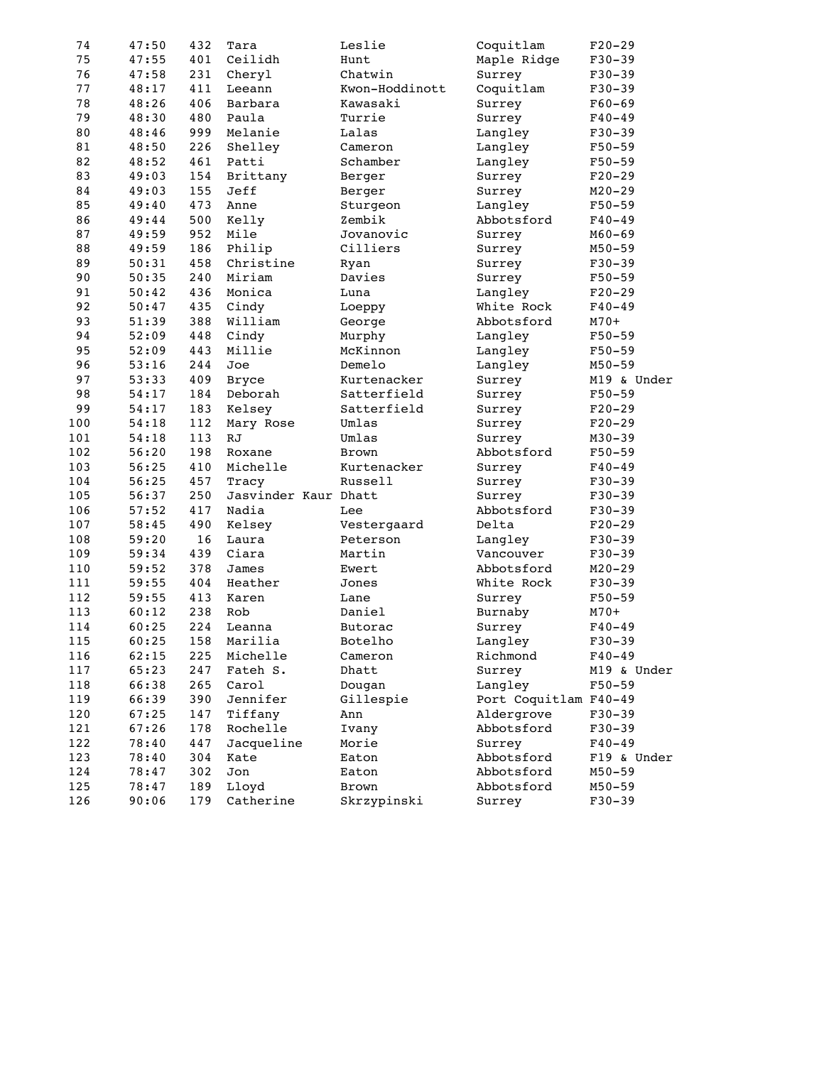| | | | | | | |
|---|---|---|---|---|---|---|
| 74 | 47:50 | 432 | Tara | Leslie | Coquitlam | F20-29 |
| 75 | 47:55 | 401 | Ceilidh | Hunt | Maple Ridge | F30-39 |
| 76 | 47:58 | 231 | Cheryl | Chatwin | Surrey | F30-39 |
| 77 | 48:17 | 411 | Leeann | Kwon-Hoddinott | Coquitlam | F30-39 |
| 78 | 48:26 | 406 | Barbara | Kawasaki | Surrey | F60-69 |
| 79 | 48:30 | 480 | Paula | Turrie | Surrey | F40-49 |
| 80 | 48:46 | 999 | Melanie | Lalas | Langley | F30-39 |
| 81 | 48:50 | 226 | Shelley | Cameron | Langley | F50-59 |
| 82 | 48:52 | 461 | Patti | Schamber | Langley | F50-59 |
| 83 | 49:03 | 154 | Brittany | Berger | Surrey | F20-29 |
| 84 | 49:03 | 155 | Jeff | Berger | Surrey | M20-29 |
| 85 | 49:40 | 473 | Anne | Sturgeon | Langley | F50-59 |
| 86 | 49:44 | 500 | Kelly | Zembik | Abbotsford | F40-49 |
| 87 | 49:59 | 952 | Mile | Jovanovic | Surrey | M60-69 |
| 88 | 49:59 | 186 | Philip | Cilliers | Surrey | M50-59 |
| 89 | 50:31 | 458 | Christine | Ryan | Surrey | F30-39 |
| 90 | 50:35 | 240 | Miriam | Davies | Surrey | F50-59 |
| 91 | 50:42 | 436 | Monica | Luna | Langley | F20-29 |
| 92 | 50:47 | 435 | Cindy | Loeppy | White Rock | F40-49 |
| 93 | 51:39 | 388 | William | George | Abbotsford | M70+ |
| 94 | 52:09 | 448 | Cindy | Murphy | Langley | F50-59 |
| 95 | 52:09 | 443 | Millie | McKinnon | Langley | F50-59 |
| 96 | 53:16 | 244 | Joe | Demelo | Langley | M50-59 |
| 97 | 53:33 | 409 | Bryce | Kurtenacker | Surrey | M19 & Under |
| 98 | 54:17 | 184 | Deborah | Satterfield | Surrey | F50-59 |
| 99 | 54:17 | 183 | Kelsey | Satterfield | Surrey | F20-29 |
| 100 | 54:18 | 112 | Mary Rose | Umlas | Surrey | F20-29 |
| 101 | 54:18 | 113 | RJ | Umlas | Surrey | M30-39 |
| 102 | 56:20 | 198 | Roxane | Brown | Abbotsford | F50-59 |
| 103 | 56:25 | 410 | Michelle | Kurtenacker | Surrey | F40-49 |
| 104 | 56:25 | 457 | Tracy | Russell | Surrey | F30-39 |
| 105 | 56:37 | 250 | Jasvinder Kaur | Dhatt | Surrey | F30-39 |
| 106 | 57:52 | 417 | Nadia | Lee | Abbotsford | F30-39 |
| 107 | 58:45 | 490 | Kelsey | Vestergaard | Delta | F20-29 |
| 108 | 59:20 | 16 | Laura | Peterson | Langley | F30-39 |
| 109 | 59:34 | 439 | Ciara | Martin | Vancouver | F30-39 |
| 110 | 59:52 | 378 | James | Ewert | Abbotsford | M20-29 |
| 111 | 59:55 | 404 | Heather | Jones | White Rock | F30-39 |
| 112 | 59:55 | 413 | Karen | Lane | Surrey | F50-59 |
| 113 | 60:12 | 238 | Rob | Daniel | Burnaby | M70+ |
| 114 | 60:25 | 224 | Leanna | Butorac | Surrey | F40-49 |
| 115 | 60:25 | 158 | Marilia | Botelho | Langley | F30-39 |
| 116 | 62:15 | 225 | Michelle | Cameron | Richmond | F40-49 |
| 117 | 65:23 | 247 | Fateh S. | Dhatt | Surrey | M19 & Under |
| 118 | 66:38 | 265 | Carol | Dougan | Langley | F50-59 |
| 119 | 66:39 | 390 | Jennifer | Gillespie | Port Coquitlam | F40-49 |
| 120 | 67:25 | 147 | Tiffany | Ann | Aldergrove | F30-39 |
| 121 | 67:26 | 178 | Rochelle | Ivany | Abbotsford | F30-39 |
| 122 | 78:40 | 447 | Jacqueline | Morie | Surrey | F40-49 |
| 123 | 78:40 | 304 | Kate | Eaton | Abbotsford | F19 & Under |
| 124 | 78:47 | 302 | Jon | Eaton | Abbotsford | M50-59 |
| 125 | 78:47 | 189 | Lloyd | Brown | Abbotsford | M50-59 |
| 126 | 90:06 | 179 | Catherine | Skrzypinski | Surrey | F30-39 |